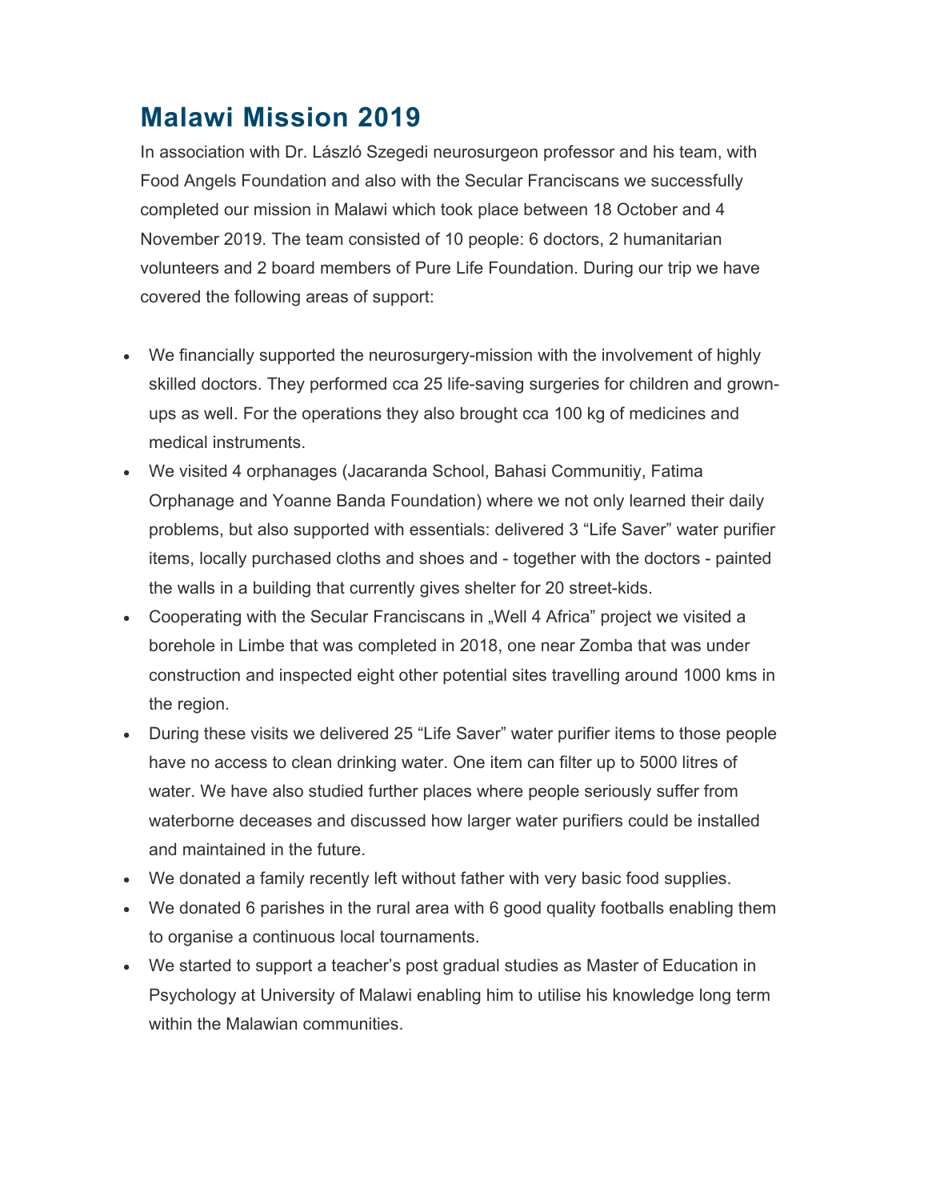# Malawi Mission 2019

In association with Dr. László Szegedi neurosurgeon professor and his team, with Food Angels Foundation and also with the Secular Franciscans we successfully completed our mission in Malawi which took place between 18 October and 4 November 2019. The team consisted of 10 people: 6 doctors, 2 humanitarian volunteers and 2 board members of Pure Life Foundation. During our trip we have covered the following areas of support:

- We financially supported the neurosurgery-mission with the involvement of highly skilled doctors. They performed cca 25 life-saving surgeries for children and grown-ups as well. For the operations they also brought cca 100 kg of medicines and medical instruments.
- We visited 4 orphanages (Jacaranda School, Bahasi Communitiy, Fatima Orphanage and Yoanne Banda Foundation) where we not only learned their daily problems, but also supported with essentials: delivered 3 “Life Saver” water purifier items, locally purchased cloths and shoes and - together with the doctors - painted the walls in a building that currently gives shelter for 20 street-kids.
- Cooperating with the Secular Franciscans in „Well 4 Africa” project we visited a borehole in Limbe that was completed in 2018, one near Zomba that was under construction and inspected eight other potential sites travelling around 1000 kms in the region.
- During these visits we delivered 25 “Life Saver” water purifier items to those people have no access to clean drinking water. One item can filter up to 5000 litres of water. We have also studied further places where people seriously suffer from waterborne deceases and discussed how larger water purifiers could be installed and maintained in the future.
- We donated a family recently left without father with very basic food supplies.
- We donated 6 parishes in the rural area with 6 good quality footballs enabling them to organise a continuous local tournaments.
- We started to support a teacher’s post gradual studies as Master of Education in Psychology at University of Malawi enabling him to utilise his knowledge long term within the Malawian communities.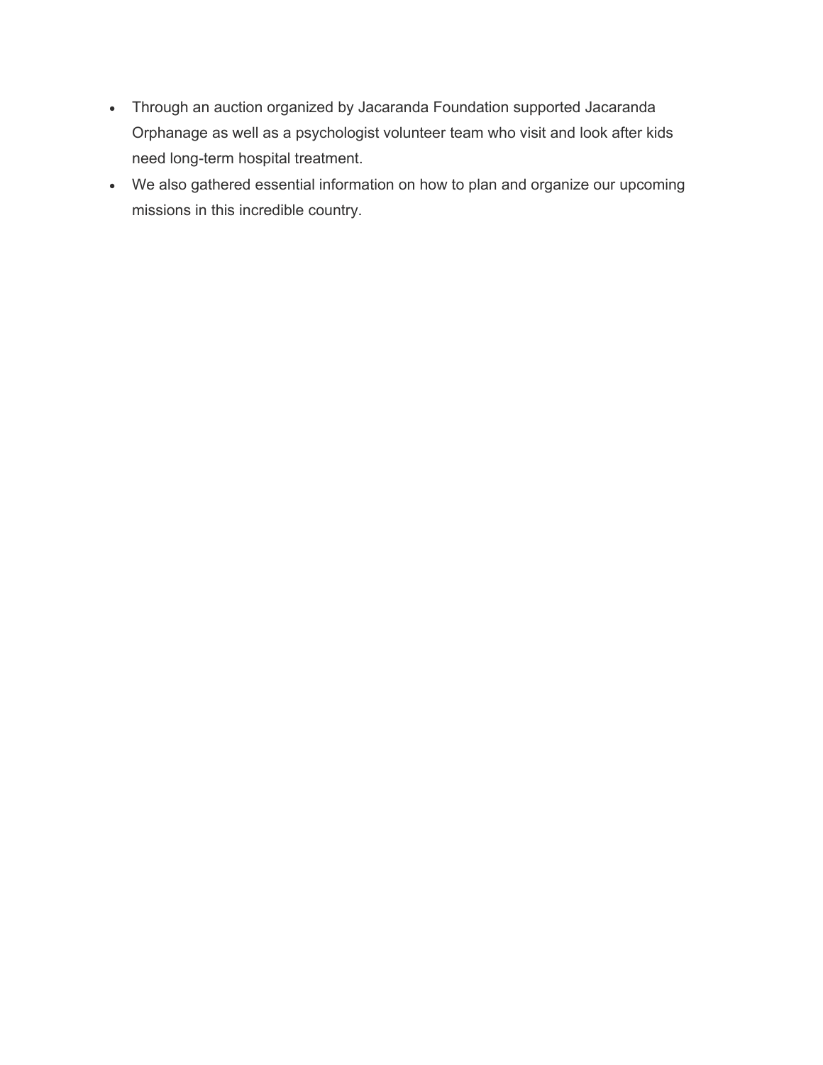- Through an auction organized by Jacaranda Foundation supported Jacaranda Orphanage as well as a psychologist volunteer team who visit and look after kids need long-term hospital treatment.
- We also gathered essential information on how to plan and organize our upcoming missions in this incredible country.